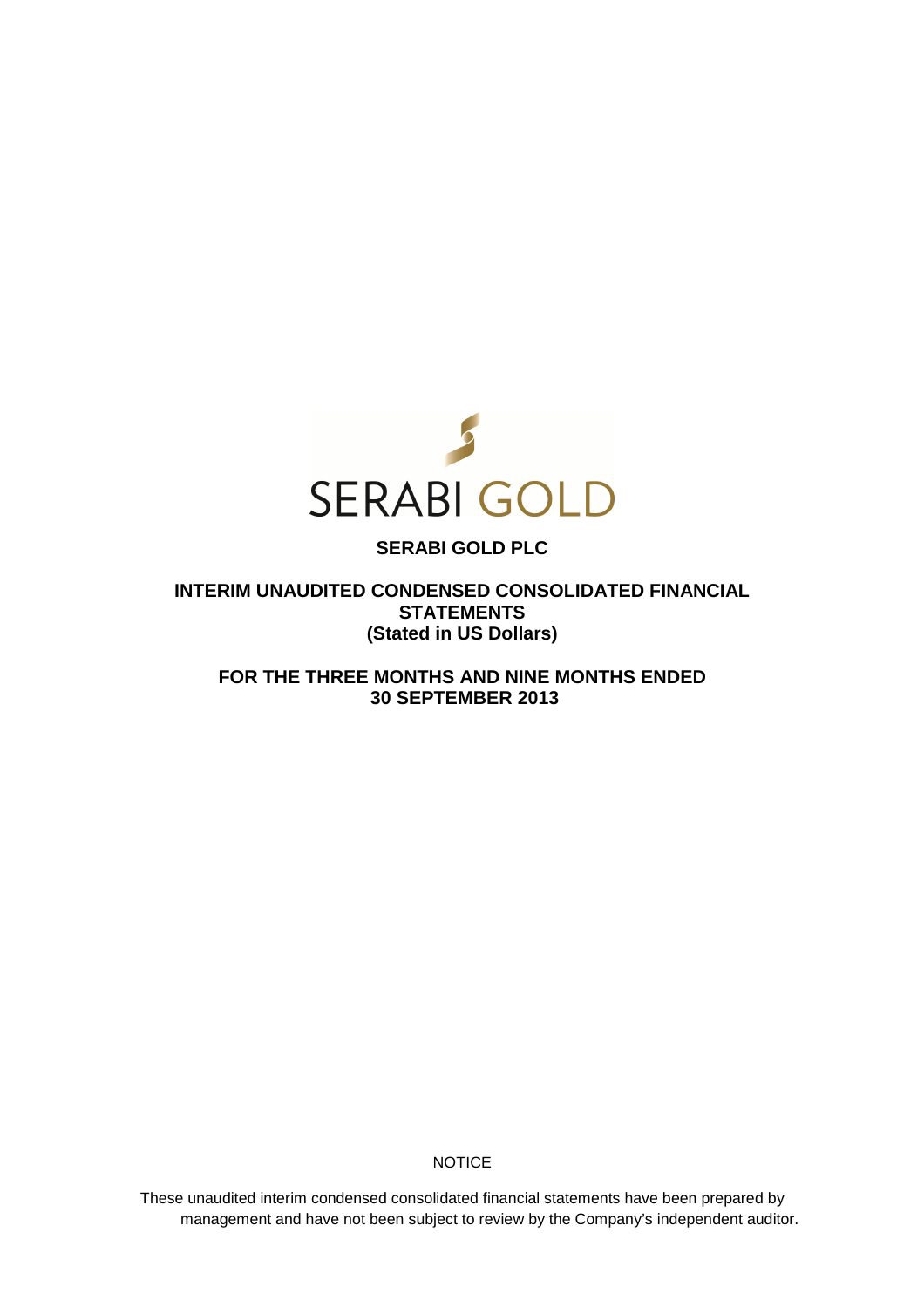SERABI GOLD

# SERABI GOLD PLC

## INTERIM UNAUDITED CONDENSED CONSOLIDATED FINANCIAL STATEMENTS
## (Stated in US Dollars)

## FOR THE THREE MONTHS AND NINE MONTHS ENDED 30 SEPTEMBER 2013

NOTICE

These unaudited interim condensed consolidated financial statements have been prepared by management and have not been subject to review by the Company's independent auditor.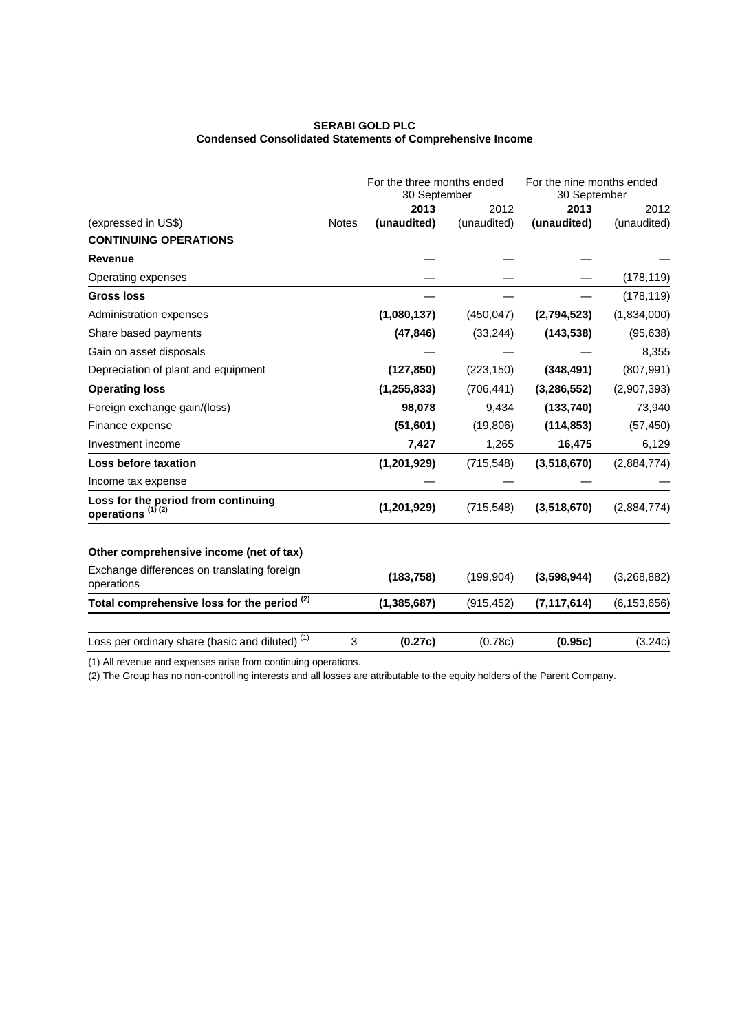**SERABI GOLD PLC**
**Condensed Consolidated Statements of Comprehensive Income**

| | | For the three months ended 30 September | | For the nine months ended 30 September | |
|---|---|---|---|---|---|
| | | **2013** | 2012 | **2013** | 2012 |
| (expressed in US$) | Notes | **(unaudited)** | (unaudited) | **(unaudited)** | (unaudited) |
| **CONTINUING OPERATIONS** | | | | | |
| **Revenue** | | — | — | — | — |
| Operating expenses | | — | — | — | (178,119) |
| **Gross loss** | | — | — | — | (178,119) |
| Administration expenses | | **(1,080,137)** | (450,047) | **(2,794,523)** | (1,834,000) |
| Share based payments | | **(47,846)** | (33,244) | **(143,538)** | (95,638) |
| Gain on asset disposals | | — | — | — | 8,355 |
| Depreciation of plant and equipment | | **(127,850)** | (223,150) | **(348,491)** | (807,991) |
| **Operating loss** | | **(1,255,833)** | (706,441) | **(3,286,552)** | (2,907,393) |
| Foreign exchange gain/(loss) | | **98,078** | 9,434 | **(133,740)** | 73,940 |
| Finance expense | | **(51,601)** | (19,806) | **(114,853)** | (57,450) |
| Investment income | | **7,427** | 1,265 | **16,475** | 6,129 |
| **Loss before taxation** | | **(1,201,929)** | (715,548) | **(3,518,670)** | (2,884,774) |
| Income tax expense | | — | — | — | — |
| **Loss for the period from continuing operations (1) (2)** | | **(1,201,929)** | (715,548) | **(3,518,670)** | (2,884,774) |
| | | | | | |
| **Other comprehensive income (net of tax)** | | | | | |
| Exchange differences on translating foreign operations | | **(183,758)** | (199,904) | **(3,598,944)** | (3,268,882) |
| **Total comprehensive loss for the period (2)** | | **(1,385,687)** | (915,452) | **(7,117,614)** | (6,153,656) |
| | | | | | |
| Loss per ordinary share (basic and diluted) (1) | 3 | **(0.27c)** | (0.78c) | **(0.95c)** | (3.24c) |

(1) All revenue and expenses arise from continuing operations.

(2) The Group has no non-controlling interests and all losses are attributable to the equity holders of the Parent Company.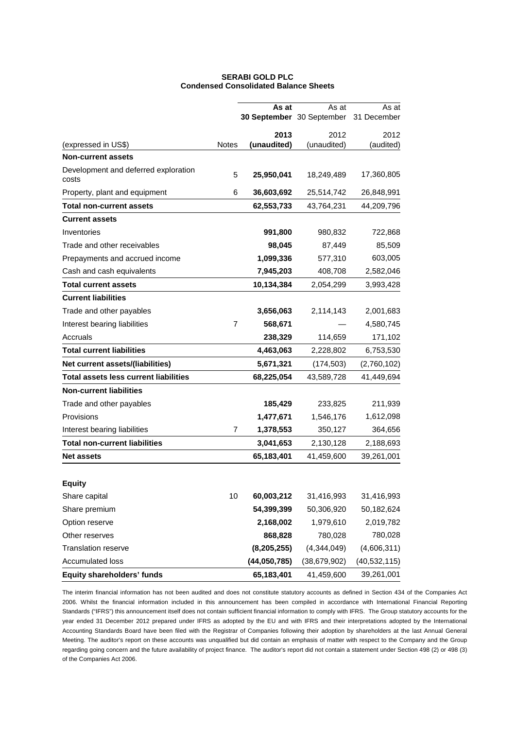**SERABI GOLD PLC**
**Condensed Consolidated Balance Sheets**

| (expressed in US$) | Notes | As at 30 September 2013 (unaudited) | As at 30 September 2012 (unaudited) | As at 31 December 2012 (audited) |
|---|---|---|---|---|
| **Non-current assets** | | | | |
| Development and deferred exploration costs | 5 | **25,950,041** | 18,249,489 | 17,360,805 |
| Property, plant and equipment | 6 | **36,603,692** | 25,514,742 | 26,848,991 |
| **Total non-current assets** | | **62,553,733** | 43,764,231 | 44,209,796 |
| **Current assets** | | | | |
| Inventories | | **991,800** | 980,832 | 722,868 |
| Trade and other receivables | | **98,045** | 87,449 | 85,509 |
| Prepayments and accrued income | | **1,099,336** | 577,310 | 603,005 |
| Cash and cash equivalents | | **7,945,203** | 408,708 | 2,582,046 |
| **Total current assets** | | **10,134,384** | 2,054,299 | 3,993,428 |
| **Current liabilities** | | | | |
| Trade and other payables | | **3,656,063** | 2,114,143 | 2,001,683 |
| Interest bearing liabilities | 7 | **568,671** | — | 4,580,745 |
| Accruals | | **238,329** | 114,659 | 171,102 |
| **Total current liabilities** | | **4,463,063** | 2,228,802 | 6,753,530 |
| **Net current assets/(liabilities)** | | **5,671,321** | (174,503) | (2,760,102) |
| **Total assets less current liabilities** | | **68,225,054** | 43,589,728 | 41,449,694 |
| **Non-current liabilities** | | | | |
| Trade and other payables | | **185,429** | 233,825 | 211,939 |
| Provisions | | **1,477,671** | 1,546,176 | 1,612,098 |
| Interest bearing liabilities | 7 | **1,378,553** | 350,127 | 364,656 |
| **Total non-current liabilities** | | **3,041,653** | 2,130,128 | 2,188,693 |
| **Net assets** | | **65,183,401** | 41,459,600 | 39,261,001 |
| | | | | |
| **Equity** | | | | |
| Share capital | 10 | **60,003,212** | 31,416,993 | 31,416,993 |
| Share premium | | **54,399,399** | 50,306,920 | 50,182,624 |
| Option reserve | | **2,168,002** | 1,979,610 | 2,019,782 |
| Other reserves | | **868,828** | 780,028 | 780,028 |
| Translation reserve | | **(8,205,255)** | (4,344,049) | (4,606,311) |
| Accumulated loss | | **(44,050,785)** | (38,679,902) | (40,532,115) |
| **Equity shareholders' funds** | | **65,183,401** | 41,459,600 | 39,261,001 |

The interim financial information has not been audited and does not constitute statutory accounts as defined in Section 434 of the Companies Act 2006. Whilst the financial information included in this announcement has been compiled in accordance with International Financial Reporting Standards ("IFRS") this announcement itself does not contain sufficient financial information to comply with IFRS. The Group statutory accounts for the year ended 31 December 2012 prepared under IFRS as adopted by the EU and with IFRS and their interpretations adopted by the International Accounting Standards Board have been filed with the Registrar of Companies following their adoption by shareholders at the last Annual General Meeting. The auditor's report on these accounts was unqualified but did contain an emphasis of matter with respect to the Company and the Group regarding going concern and the future availability of project finance. The auditor's report did not contain a statement under Section 498 (2) or 498 (3) of the Companies Act 2006.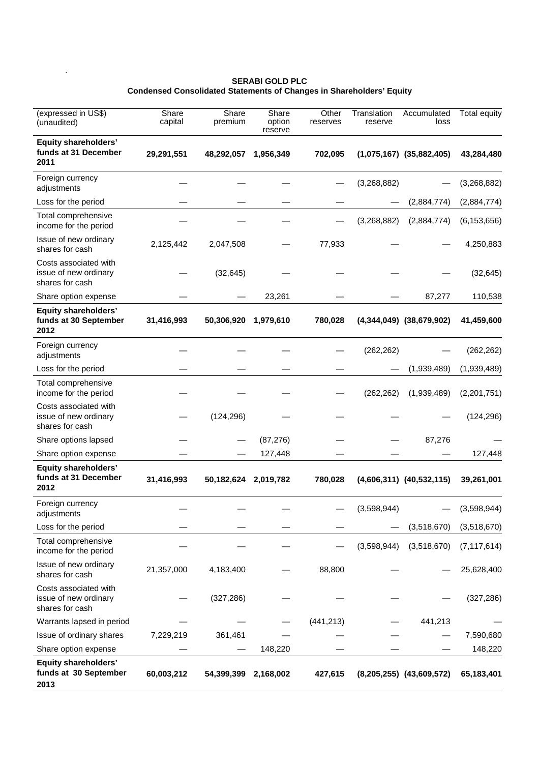**SERABI GOLD PLC**
**Condensed Consolidated Statements of Changes in Shareholders' Equity**

| (expressed in US$) (unaudited) | Share capital | Share premium | Share option reserve | Other reserves | Translation reserve | Accumulated loss | Total equity |
|---|---|---|---|---|---|---|---|
| **Equity shareholders' funds at 31 December 2011** | **29,291,551** | **48,292,057** | **1,956,349** | **702,095** | **(1,075,167)** | **(35,882,405)** | **43,284,480** |
| Foreign currency adjustments | — | — | — | — | (3,268,882) | — | (3,268,882) |
| Loss for the period | — | — | — | — | — | (2,884,774) | (2,884,774) |
| Total comprehensive income for the period | — | — | — | — | (3,268,882) | (2,884,774) | (6,153,656) |
| Issue of new ordinary shares for cash | 2,125,442 | 2,047,508 | — | 77,933 | — | — | 4,250,883 |
| Costs associated with issue of new ordinary shares for cash | — | (32,645) | — | — | — | — | (32,645) |
| Share option expense | — | — | 23,261 | — | — | 87,277 | 110,538 |
| **Equity shareholders' funds at 30 September 2012** | **31,416,993** | **50,306,920** | **1,979,610** | **780,028** | **(4,344,049)** | **(38,679,902)** | **41,459,600** |
| Foreign currency adjustments | — | — | — | — | (262,262) | — | (262,262) |
| Loss for the period | — | — | — | — | — | (1,939,489) | (1,939,489) |
| Total comprehensive income for the period | — | — | — | — | (262,262) | (1,939,489) | (2,201,751) |
| Costs associated with issue of new ordinary shares for cash | — | (124,296) | — | — | — | — | (124,296) |
| Share options lapsed | — | — | (87,276) | — | — | 87,276 | — |
| Share option expense | — | — | 127,448 | — | — | — | 127,448 |
| **Equity shareholders' funds at 31 December 2012** | **31,416,993** | **50,182,624** | **2,019,782** | **780,028** | **(4,606,311)** | **(40,532,115)** | **39,261,001** |
| Foreign currency adjustments | — | — | — | — | (3,598,944) | — | (3,598,944) |
| Loss for the period | — | — | — | — | — | (3,518,670) | (3,518,670) |
| Total comprehensive income for the period | — | — | — | — | (3,598,944) | (3,518,670) | (7,117,614) |
| Issue of new ordinary shares for cash | 21,357,000 | 4,183,400 | — | 88,800 | — | — | 25,628,400 |
| Costs associated with issue of new ordinary shares for cash | — | (327,286) | — | — | — | — | (327,286) |
| Warrants lapsed in period | — | — | — | (441,213) | — | 441,213 | — |
| Issue of ordinary shares | 7,229,219 | 361,461 | — | — | — | — | 7,590,680 |
| Share option expense | — | — | 148,220 | — | — | — | 148,220 |
| **Equity shareholders' funds at 30 September 2013** | **60,003,212** | **54,399,399** | **2,168,002** | **427,615** | **(8,205,255)** | **(43,609,572)** | **65,183,401** |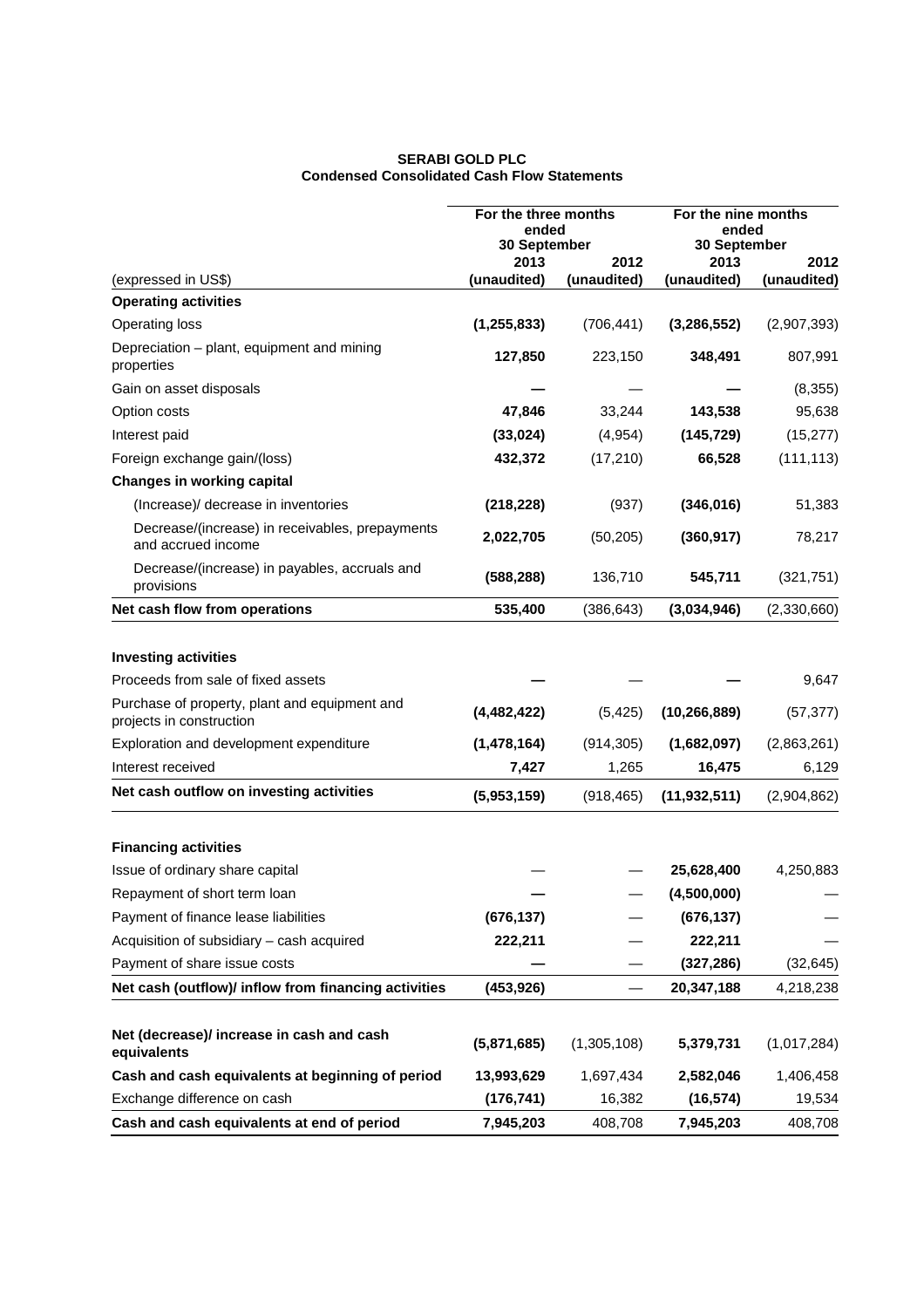**SERABI GOLD PLC**
**Condensed Consolidated Cash Flow Statements**

| | For the three months ended 30 September | | For the nine months ended 30 September | |
|---|---|---|---|---|
| | 2013 | 2012 | 2013 | 2012 |
| (expressed in US$) | (unaudited) | (unaudited) | (unaudited) | (unaudited) |
| **Operating activities** | | | | |
| Operating loss | **(1,255,833)** | (706,441) | **(3,286,552)** | (2,907,393) |
| Depreciation – plant, equipment and mining properties | **127,850** | 223,150 | **348,491** | 807,991 |
| Gain on asset disposals | **—** | — | **—** | (8,355) |
| Option costs | **47,846** | 33,244 | **143,538** | 95,638 |
| Interest paid | **(33,024)** | (4,954) | **(145,729)** | (15,277) |
| Foreign exchange gain/(loss) | **432,372** | (17,210) | **66,528** | (111,113) |
| **Changes in working capital** | | | | |
| (Increase)/ decrease in inventories | **(218,228)** | (937) | **(346,016)** | 51,383 |
| Decrease/(increase) in receivables, prepayments and accrued income | **2,022,705** | (50,205) | **(360,917)** | 78,217 |
| Decrease/(increase) in payables, accruals and provisions | **(588,288)** | 136,710 | **545,711** | (321,751) |
| **Net cash flow from operations** | **535,400** | (386,643) | **(3,034,946)** | (2,330,660) |
| | | | | |
| **Investing activities** | | | | |
| Proceeds from sale of fixed assets | **—** | — | **—** | 9,647 |
| Purchase of property, plant and equipment and projects in construction | **(4,482,422)** | (5,425) | **(10,266,889)** | (57,377) |
| Exploration and development expenditure | **(1,478,164)** | (914,305) | **(1,682,097)** | (2,863,261) |
| Interest received | **7,427** | 1,265 | **16,475** | 6,129 |
| **Net cash outflow on investing activities** | **(5,953,159)** | (918,465) | **(11,932,511)** | (2,904,862) |
| | | | | |
| **Financing activities** | | | | |
| Issue of ordinary share capital | — | — | **25,628,400** | 4,250,883 |
| Repayment of short term loan | **—** | — | **(4,500,000)** | — |
| Payment of finance lease liabilities | **(676,137)** | — | **(676,137)** | — |
| Acquisition of subsidiary – cash acquired | **222,211** | — | **222,211** | — |
| Payment of share issue costs | **—** | — | **(327,286)** | (32,645) |
| **Net cash (outflow)/ inflow from financing activities** | **(453,926)** | — | **20,347,188** | 4,218,238 |
| | | | | |
| **Net (decrease)/ increase in cash and cash equivalents** | **(5,871,685)** | (1,305,108) | **5,379,731** | (1,017,284) |
| **Cash and cash equivalents at beginning of period** | **13,993,629** | 1,697,434 | **2,582,046** | 1,406,458 |
| Exchange difference on cash | **(176,741)** | 16,382 | **(16,574)** | 19,534 |
| **Cash and cash equivalents at end of period** | **7,945,203** | 408,708 | **7,945,203** | 408,708 |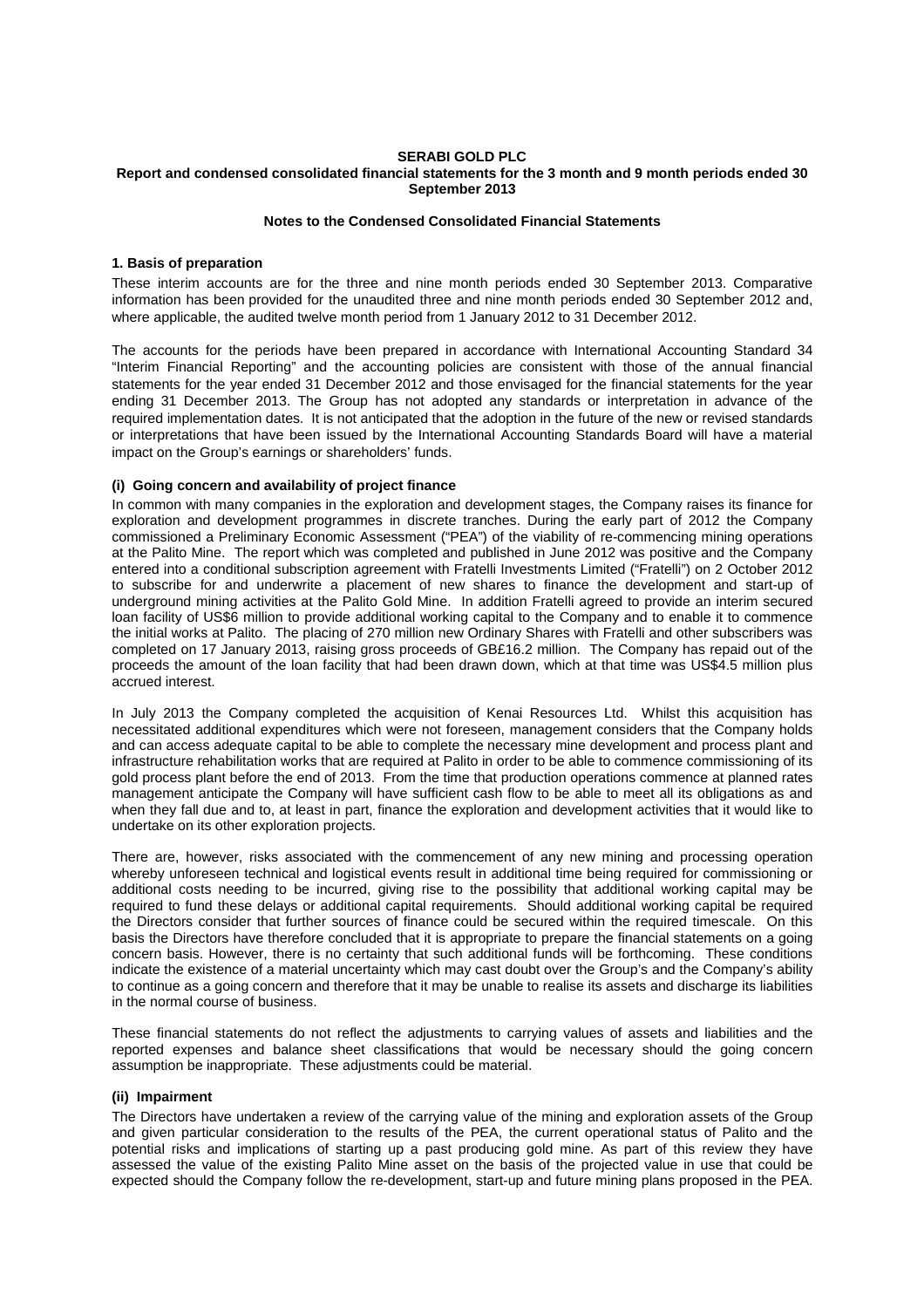**SERABI GOLD PLC**

**Report and condensed consolidated financial statements for the 3 month and 9 month periods ended 30 September 2013**

**Notes to the Condensed Consolidated Financial Statements**

**1. Basis of preparation**

These interim accounts are for the three and nine month periods ended 30 September 2013. Comparative information has been provided for the unaudited three and nine month periods ended 30 September 2012 and, where applicable, the audited twelve month period from 1 January 2012 to 31 December 2012.

The accounts for the periods have been prepared in accordance with International Accounting Standard 34 "Interim Financial Reporting" and the accounting policies are consistent with those of the annual financial statements for the year ended 31 December 2012 and those envisaged for the financial statements for the year ending 31 December 2013. The Group has not adopted any standards or interpretation in advance of the required implementation dates. It is not anticipated that the adoption in the future of the new or revised standards or interpretations that have been issued by the International Accounting Standards Board will have a material impact on the Group's earnings or shareholders' funds.

**(i) Going concern and availability of project finance**

In common with many companies in the exploration and development stages, the Company raises its finance for exploration and development programmes in discrete tranches. During the early part of 2012 the Company commissioned a Preliminary Economic Assessment ("PEA") of the viability of re-commencing mining operations at the Palito Mine. The report which was completed and published in June 2012 was positive and the Company entered into a conditional subscription agreement with Fratelli Investments Limited ("Fratelli") on 2 October 2012 to subscribe for and underwrite a placement of new shares to finance the development and start-up of underground mining activities at the Palito Gold Mine. In addition Fratelli agreed to provide an interim secured loan facility of US$6 million to provide additional working capital to the Company and to enable it to commence the initial works at Palito. The placing of 270 million new Ordinary Shares with Fratelli and other subscribers was completed on 17 January 2013, raising gross proceeds of GB£16.2 million. The Company has repaid out of the proceeds the amount of the loan facility that had been drawn down, which at that time was US$4.5 million plus accrued interest.

In July 2013 the Company completed the acquisition of Kenai Resources Ltd. Whilst this acquisition has necessitated additional expenditures which were not foreseen, management considers that the Company holds and can access adequate capital to be able to complete the necessary mine development and process plant and infrastructure rehabilitation works that are required at Palito in order to be able to commence commissioning of its gold process plant before the end of 2013. From the time that production operations commence at planned rates management anticipate the Company will have sufficient cash flow to be able to meet all its obligations as and when they fall due and to, at least in part, finance the exploration and development activities that it would like to undertake on its other exploration projects.

There are, however, risks associated with the commencement of any new mining and processing operation whereby unforeseen technical and logistical events result in additional time being required for commissioning or additional costs needing to be incurred, giving rise to the possibility that additional working capital may be required to fund these delays or additional capital requirements. Should additional working capital be required the Directors consider that further sources of finance could be secured within the required timescale. On this basis the Directors have therefore concluded that it is appropriate to prepare the financial statements on a going concern basis. However, there is no certainty that such additional funds will be forthcoming. These conditions indicate the existence of a material uncertainty which may cast doubt over the Group's and the Company's ability to continue as a going concern and therefore that it may be unable to realise its assets and discharge its liabilities in the normal course of business.

These financial statements do not reflect the adjustments to carrying values of assets and liabilities and the reported expenses and balance sheet classifications that would be necessary should the going concern assumption be inappropriate. These adjustments could be material.

**(ii) Impairment**

The Directors have undertaken a review of the carrying value of the mining and exploration assets of the Group and given particular consideration to the results of the PEA, the current operational status of Palito and the potential risks and implications of starting up a past producing gold mine. As part of this review they have assessed the value of the existing Palito Mine asset on the basis of the projected value in use that could be expected should the Company follow the re-development, start-up and future mining plans proposed in the PEA.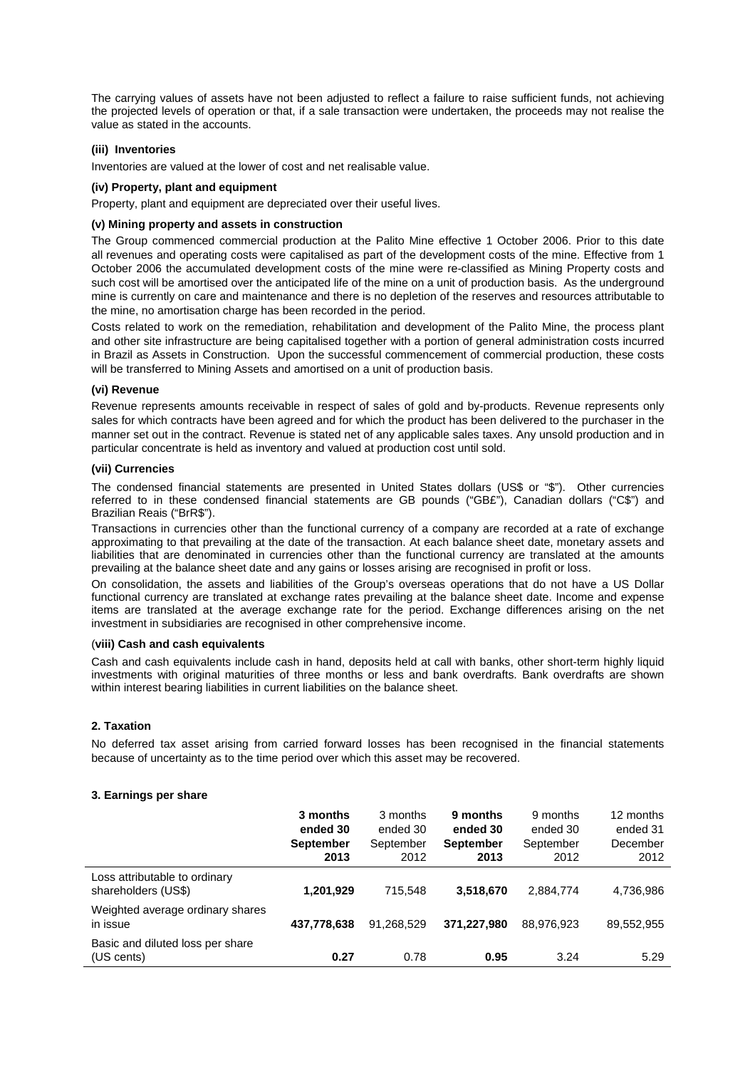The carrying values of assets have not been adjusted to reflect a failure to raise sufficient funds, not achieving the projected levels of operation or that, if a sale transaction were undertaken, the proceeds may not realise the value as stated in the accounts.

**(iii) Inventories**

Inventories are valued at the lower of cost and net realisable value.

**(iv) Property, plant and equipment**

Property, plant and equipment are depreciated over their useful lives.

**(v) Mining property and assets in construction**

The Group commenced commercial production at the Palito Mine effective 1 October 2006. Prior to this date all revenues and operating costs were capitalised as part of the development costs of the mine. Effective from 1 October 2006 the accumulated development costs of the mine were re-classified as Mining Property costs and such cost will be amortised over the anticipated life of the mine on a unit of production basis. As the underground mine is currently on care and maintenance and there is no depletion of the reserves and resources attributable to the mine, no amortisation charge has been recorded in the period.

Costs related to work on the remediation, rehabilitation and development of the Palito Mine, the process plant and other site infrastructure are being capitalised together with a portion of general administration costs incurred in Brazil as Assets in Construction. Upon the successful commencement of commercial production, these costs will be transferred to Mining Assets and amortised on a unit of production basis.

**(vi) Revenue**

Revenue represents amounts receivable in respect of sales of gold and by-products. Revenue represents only sales for which contracts have been agreed and for which the product has been delivered to the purchaser in the manner set out in the contract. Revenue is stated net of any applicable sales taxes. Any unsold production and in particular concentrate is held as inventory and valued at production cost until sold.

**(vii) Currencies**

The condensed financial statements are presented in United States dollars (US$ or "$"). Other currencies referred to in these condensed financial statements are GB pounds ("GB£"), Canadian dollars ("C$") and Brazilian Reais ("BrR$").

Transactions in currencies other than the functional currency of a company are recorded at a rate of exchange approximating to that prevailing at the date of the transaction. At each balance sheet date, monetary assets and liabilities that are denominated in currencies other than the functional currency are translated at the amounts prevailing at the balance sheet date and any gains or losses arising are recognised in profit or loss.

On consolidation, the assets and liabilities of the Group's overseas operations that do not have a US Dollar functional currency are translated at exchange rates prevailing at the balance sheet date. Income and expense items are translated at the average exchange rate for the period. Exchange differences arising on the net investment in subsidiaries are recognised in other comprehensive income.

**(viii) Cash and cash equivalents**

Cash and cash equivalents include cash in hand, deposits held at call with banks, other short-term highly liquid investments with original maturities of three months or less and bank overdrafts. Bank overdrafts are shown within interest bearing liabilities in current liabilities on the balance sheet.

**2. Taxation**

No deferred tax asset arising from carried forward losses has been recognised in the financial statements because of uncertainty as to the time period over which this asset may be recovered.

**3. Earnings per share**

| | **3 months ended 30 September 2013** | 3 months ended 30 September 2012 | **9 months ended 30 September 2013** | 9 months ended 30 September 2012 | 12 months ended 31 December 2012 |
|---|---|---|---|---|---|
| Loss attributable to ordinary shareholders (US$) | **1,201,929** | 715,548 | **3,518,670** | 2,884,774 | 4,736,986 |
| Weighted average ordinary shares in issue | **437,778,638** | 91,268,529 | **371,227,980** | 88,976,923 | 89,552,955 |
| Basic and diluted loss per share (US cents) | **0.27** | 0.78 | **0.95** | 3.24 | 5.29 |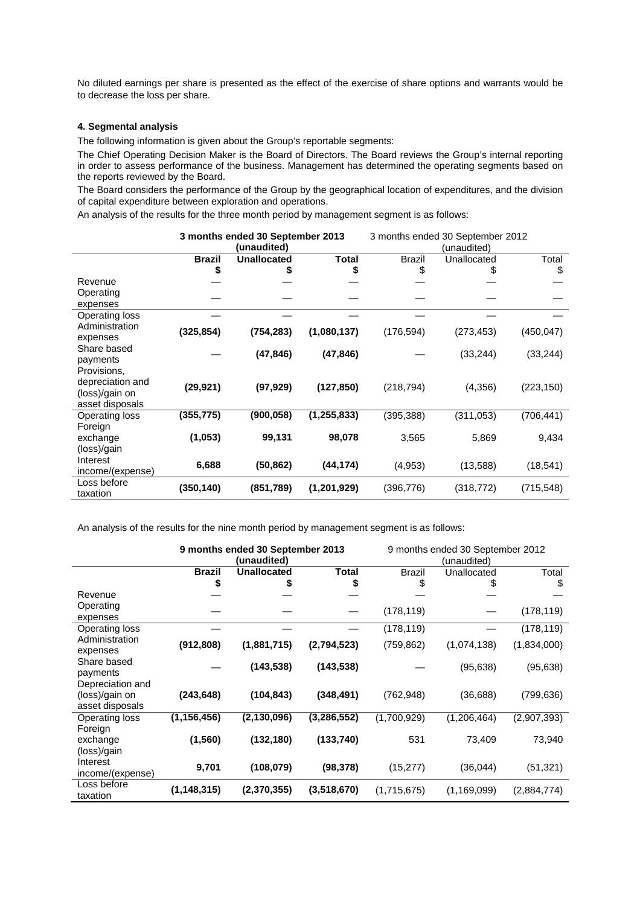No diluted earnings per share is presented as the effect of the exercise of share options and warrants would be to decrease the loss per share.

**4. Segmental analysis**

The following information is given about the Group's reportable segments:

The Chief Operating Decision Maker is the Board of Directors. The Board reviews the Group's internal reporting in order to assess performance of the business. Management has determined the operating segments based on the reports reviewed by the Board.

The Board considers the performance of the Group by the geographical location of expenditures, and the division of capital expenditure between exploration and operations.

An analysis of the results for the three month period by management segment is as follows:

| | **3 months ended 30 September 2013 (unaudited)** | | | 3 months ended 30 September 2012 (unaudited) | | |
|---|---|---|---|---|---|---|
| | **Brazil $** | **Unallocated $** | **Total $** | Brazil $ | Unallocated $ | Total $ |
| Revenue | — | — | — | — | — | — |
| Operating expenses | — | — | — | — | — | — |
| Operating loss | — | — | — | — | — | — |
| Administration expenses | **(325,854)** | **(754,283)** | **(1,080,137)** | (176,594) | (273,453) | (450,047) |
| Share based payments | — | **(47,846)** | **(47,846)** | — | (33,244) | (33,244) |
| Provisions, depreciation and (loss)/gain on asset disposals | **(29,921)** | **(97,929)** | **(127,850)** | (218,794) | (4,356) | (223,150) |
| Operating loss | **(355,775)** | **(900,058)** | **(1,255,833)** | (395,388) | (311,053) | (706,441) |
| Foreign exchange (loss)/gain | **(1,053)** | **99,131** | **98,078** | 3,565 | 5,869 | 9,434 |
| Interest income/(expense) | **6,688** | **(50,862)** | **(44,174)** | (4,953) | (13,588) | (18,541) |
| Loss before taxation | **(350,140)** | **(851,789)** | **(1,201,929)** | (396,776) | (318,772) | (715,548) |

An analysis of the results for the nine month period by management segment is as follows:

| | **9 months ended 30 September 2013 (unaudited)** | | | 9 months ended 30 September 2012 (unaudited) | | |
|---|---|---|---|---|---|---|
| | **Brazil $** | **Unallocated $** | **Total $** | Brazil $ | Unallocated $ | Total $ |
| Revenue | — | — | — | — | — | — |
| Operating expenses | — | — | — | (178,119) | — | (178,119) |
| Operating loss | — | — | — | (178,119) | — | (178,119) |
| Administration expenses | **(912,808)** | **(1,881,715)** | **(2,794,523)** | (759,862) | (1,074,138) | (1,834,000) |
| Share based payments | — | **(143,538)** | **(143,538)** | — | (95,638) | (95,638) |
| Depreciation and (loss)/gain on asset disposals | **(243,648)** | **(104,843)** | **(348,491)** | (762,948) | (36,688) | (799,636) |
| Operating loss | **(1,156,456)** | **(2,130,096)** | **(3,286,552)** | (1,700,929) | (1,206,464) | (2,907,393) |
| Foreign exchange (loss)/gain | **(1,560)** | **(132,180)** | **(133,740)** | 531 | 73,409 | 73,940 |
| Interest income/(expense) | **9,701** | **(108,079)** | **(98,378)** | (15,277) | (36,044) | (51,321) |
| Loss before taxation | **(1,148,315)** | **(2,370,355)** | **(3,518,670)** | (1,715,675) | (1,169,099) | (2,884,774) |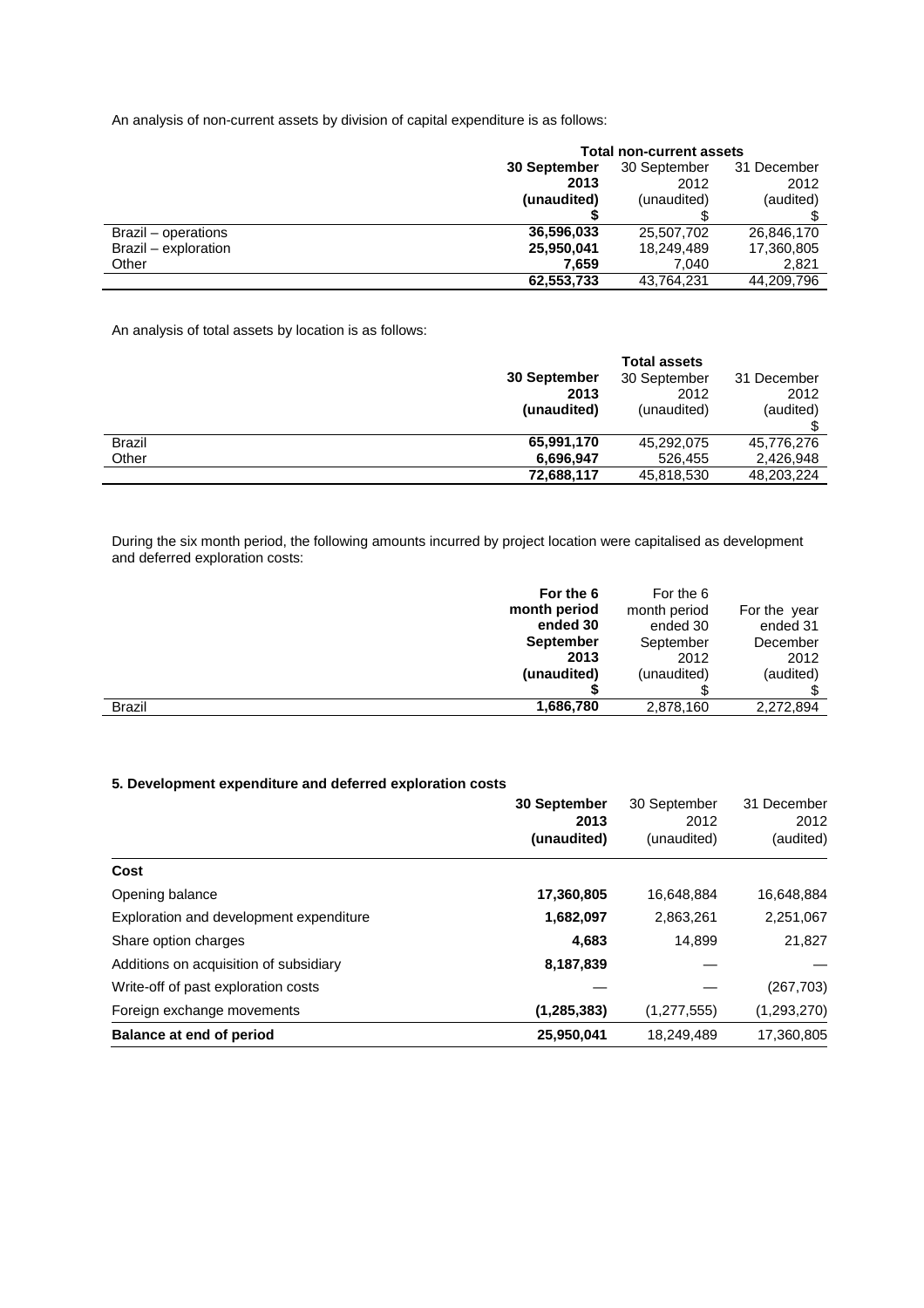An analysis of non-current assets by division of capital expenditure is as follows:

| | Total non-current assets | | |
|---|---|---|---|
| | **30 September 2013 (unaudited) $** | 30 September 2012 (unaudited) $ | 31 December 2012 (audited) $ |
| Brazil – operations | **36,596,033** | 25,507,702 | 26,846,170 |
| Brazil – exploration | **25,950,041** | 18,249,489 | 17,360,805 |
| Other | **7,659** | 7,040 | 2,821 |
| | **62,553,733** | 43,764,231 | 44,209,796 |

An analysis of total assets by location is as follows:

| | Total assets | | |
|---|---|---|---|
| | **30 September 2013 (unaudited)** | 30 September 2012 (unaudited) | 31 December 2012 (audited) $ |
| Brazil | **65,991,170** | 45,292,075 | 45,776,276 |
| Other | **6,696,947** | 526,455 | 2,426,948 |
| | **72,688,117** | 45,818,530 | 48,203,224 |

During the six month period, the following amounts incurred by project location were capitalised as development and deferred exploration costs:

| | **For the 6 month period ended 30 September 2013 (unaudited) $** | For the 6 month period ended 30 September 2012 (unaudited) $ | For the year ended 31 December 2012 (audited) $ |
|---|---|---|---|
| Brazil | **1,686,780** | 2,878,160 | 2,272,894 |

### 5. Development expenditure and deferred exploration costs

| | **30 September 2013 (unaudited)** | 30 September 2012 (unaudited) | 31 December 2012 (audited) |
|---|---|---|---|
| **Cost** | | | |
| Opening balance | **17,360,805** | 16,648,884 | 16,648,884 |
| Exploration and development expenditure | **1,682,097** | 2,863,261 | 2,251,067 |
| Share option charges | **4,683** | 14,899 | 21,827 |
| Additions on acquisition of subsidiary | **8,187,839** | — | — |
| Write-off of past exploration costs | — | — | (267,703) |
| Foreign exchange movements | **(1,285,383)** | (1,277,555) | (1,293,270) |
| **Balance at end of period** | **25,950,041** | 18,249,489 | 17,360,805 |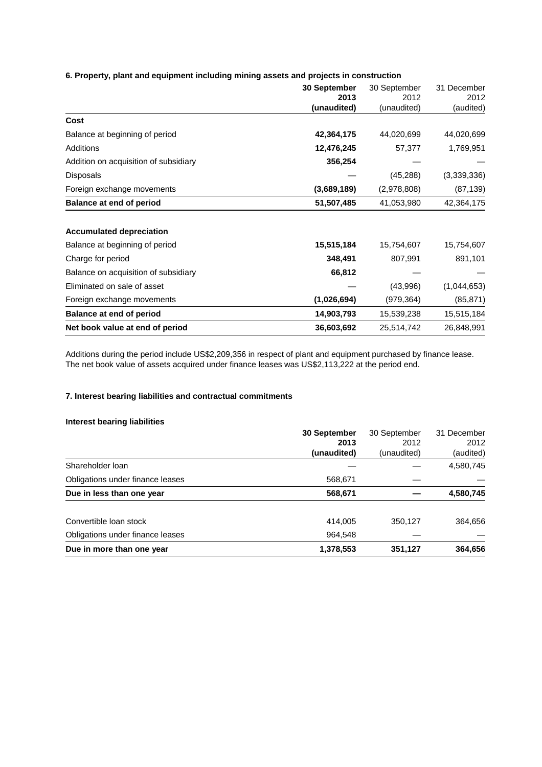#### 6. Property, plant and equipment including mining assets and projects in construction

| | **30 September 2013 (unaudited)** | 30 September 2012 (unaudited) | 31 December 2012 (audited) |
|---|---|---|---|
| **Cost** | | | |
| Balance at beginning of period | **42,364,175** | 44,020,699 | 44,020,699 |
| Additions | **12,476,245** | 57,377 | 1,769,951 |
| Addition on acquisition of subsidiary | **356,254** | — | — |
| Disposals | — | (45,288) | (3,339,336) |
| Foreign exchange movements | **(3,689,189)** | (2,978,808) | (87,139) |
| **Balance at end of period** | **51,507,485** | 41,053,980 | 42,364,175 |
| | | | |
| **Accumulated depreciation** | | | |
| Balance at beginning of period | **15,515,184** | 15,754,607 | 15,754,607 |
| Charge for period | **348,491** | 807,991 | 891,101 |
| Balance on acquisition of subsidiary | **66,812** | — | — |
| Eliminated on sale of asset | — | (43,996) | (1,044,653) |
| Foreign exchange movements | **(1,026,694)** | (979,364) | (85,871) |
| **Balance at end of period** | **14,903,793** | 15,539,238 | 15,515,184 |
| **Net book value at end of period** | **36,603,692** | 25,514,742 | 26,848,991 |

Additions during the period include US$2,209,356 in respect of plant and equipment purchased by finance lease. The net book value of assets acquired under finance leases was US$2,113,222 at the period end.

#### 7. Interest bearing liabilities and contractual commitments

**Interest bearing liabilities**

| | **30 September 2013 (unaudited)** | 30 September 2012 (unaudited) | 31 December 2012 (audited) |
|---|---|---|---|
| Shareholder loan | — | — | 4,580,745 |
| Obligations under finance leases | 568,671 | — | — |
| **Due in less than one year** | **568,671** | **—** | **4,580,745** |
| | | | |
| Convertible loan stock | 414,005 | 350,127 | 364,656 |
| Obligations under finance leases | 964,548 | — | — |
| **Due in more than one year** | **1,378,553** | **351,127** | **364,656** |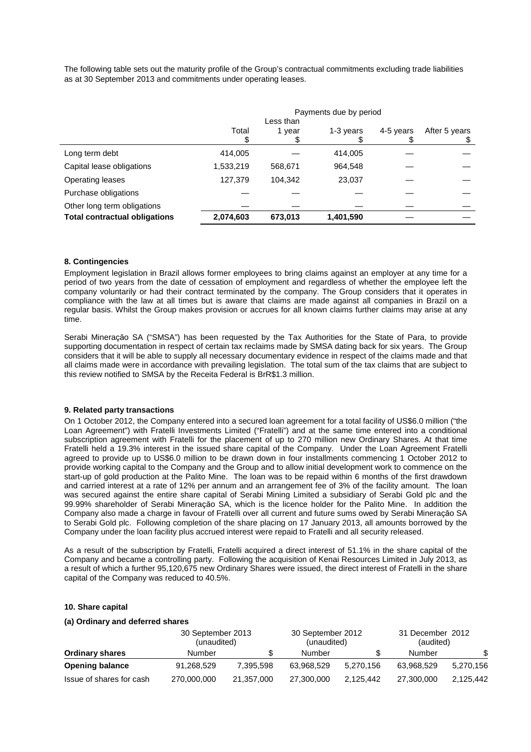The following table sets out the maturity profile of the Group's contractual commitments excluding trade liabilities as at 30 September 2013 and commitments under operating leases.

| | Payments due by period | | | | |
|---|---|---|---|---|---|
| | Total<br>$ | Less than 1 year<br>$ | 1-3 years<br>$ | 4-5 years<br>$ | After 5 years<br>$ |
| Long term debt | 414,005 | — | 414,005 | — | — |
| Capital lease obligations | 1,533,219 | 568,671 | 964,548 | — | — |
| Operating leases | 127,379 | 104,342 | 23,037 | — | — |
| Purchase obligations | — | — | — | — | — |
| Other long term obligations | — | — | — | — | — |
| **Total contractual obligations** | **2,074,603** | **673,013** | **1,401,590** | — | — |

**8. Contingencies**

Employment legislation in Brazil allows former employees to bring claims against an employer at any time for a period of two years from the date of cessation of employment and regardless of whether the employee left the company voluntarily or had their contract terminated by the company. The Group considers that it operates in compliance with the law at all times but is aware that claims are made against all companies in Brazil on a regular basis. Whilst the Group makes provision or accrues for all known claims further claims may arise at any time.

Serabi Mineração SA ("SMSA") has been requested by the Tax Authorities for the State of Para, to provide supporting documentation in respect of certain tax reclaims made by SMSA dating back for six years. The Group considers that it will be able to supply all necessary documentary evidence in respect of the claims made and that all claims made were in accordance with prevailing legislation. The total sum of the tax claims that are subject to this review notified to SMSA by the Receita Federal is BrR$1.3 million.

**9. Related party transactions**

On 1 October 2012, the Company entered into a secured loan agreement for a total facility of US$6.0 million ("the Loan Agreement") with Fratelli Investments Limited ("Fratelli") and at the same time entered into a conditional subscription agreement with Fratelli for the placement of up to 270 million new Ordinary Shares. At that time Fratelli held a 19.3% interest in the issued share capital of the Company. Under the Loan Agreement Fratelli agreed to provide up to US$6.0 million to be drawn down in four installments commencing 1 October 2012 to provide working capital to the Company and the Group and to allow initial development work to commence on the start-up of gold production at the Palito Mine. The loan was to be repaid within 6 months of the first drawdown and carried interest at a rate of 12% per annum and an arrangement fee of 3% of the facility amount. The loan was secured against the entire share capital of Serabi Mining Limited a subsidiary of Serabi Gold plc and the 99.99% shareholder of Serabi Mineração SA, which is the licence holder for the Palito Mine. In addition the Company also made a charge in favour of Fratelli over all current and future sums owed by Serabi Mineração SA to Serabi Gold plc. Following completion of the share placing on 17 January 2013, all amounts borrowed by the Company under the loan facility plus accrued interest were repaid to Fratelli and all security released.

As a result of the subscription by Fratelli, Fratelli acquired a direct interest of 51.1% in the share capital of the Company and became a controlling party. Following the acquisition of Kenai Resources Limited in July 2013, as a result of which a further 95,120,675 new Ordinary Shares were issued, the direct interest of Fratelli in the share capital of the Company was reduced to 40.5%.

**10. Share capital**

**(a) Ordinary and deferred shares**

| | 30 September 2013 (unaudited) | | 30 September 2012 (unaudited) | | 31 December 2012 (audited) | |
|---|---|---|---|---|---|---|
| **Ordinary shares** | Number | $ | Number | $ | Number | $ |
| **Opening balance** | 91,268,529 | 7,395,598 | 63,968,529 | 5,270,156 | 63,968,529 | 5,270,156 |
| Issue of shares for cash | 270,000,000 | 21,357,000 | 27,300,000 | 2,125,442 | 27,300,000 | 2,125,442 |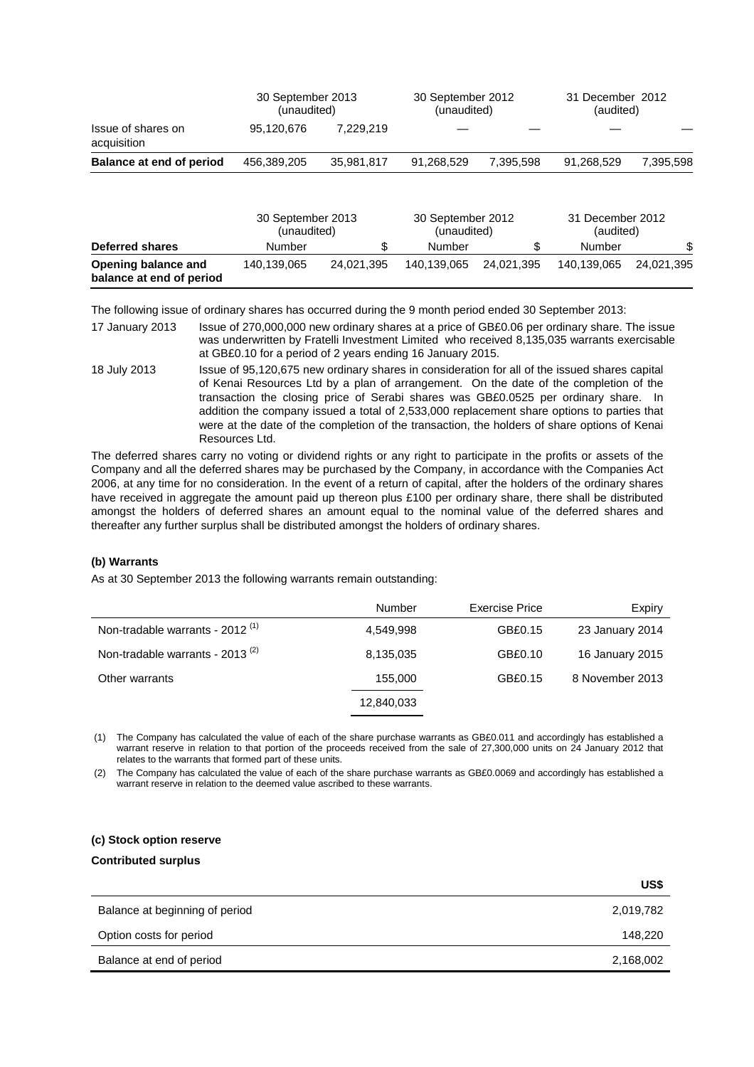| | 30 September 2013 (unaudited) | | 30 September 2012 (unaudited) | | 31 December 2012 (audited) | |
|---|---|---|---|---|---|---|
| Issue of shares on acquisition | 95,120,676 | 7,229,219 | — | — | — | — |
| **Balance at end of period** | 456,389,205 | 35,981,817 | 91,268,529 | 7,395,598 | 91,268,529 | 7,395,598 |

| | 30 September 2013 (unaudited) | | 30 September 2012 (unaudited) | | 31 December 2012 (audited) | |
|---|---|---|---|---|---|---|
| **Deferred shares** | Number | \$ | Number | \$ | Number | \$ |
| **Opening balance and balance at end of period** | 140,139,065 | 24,021,395 | 140,139,065 | 24,021,395 | 140,139,065 | 24,021,395 |

The following issue of ordinary shares has occurred during the 9 month period ended 30 September 2013:

17 January 2013 Issue of 270,000,000 new ordinary shares at a price of GB£0.06 per ordinary share. The issue was underwritten by Fratelli Investment Limited who received 8,135,035 warrants exercisable at GB£0.10 for a period of 2 years ending 16 January 2015.

18 July 2013 Issue of 95,120,675 new ordinary shares in consideration for all of the issued shares capital of Kenai Resources Ltd by a plan of arrangement. On the date of the completion of the transaction the closing price of Serabi shares was GB£0.0525 per ordinary share. In addition the company issued a total of 2,533,000 replacement share options to parties that were at the date of the completion of the transaction, the holders of share options of Kenai Resources Ltd.

The deferred shares carry no voting or dividend rights or any right to participate in the profits or assets of the Company and all the deferred shares may be purchased by the Company, in accordance with the Companies Act 2006, at any time for no consideration. In the event of a return of capital, after the holders of the ordinary shares have received in aggregate the amount paid up thereon plus £100 per ordinary share, there shall be distributed amongst the holders of deferred shares an amount equal to the nominal value of the deferred shares and thereafter any further surplus shall be distributed amongst the holders of ordinary shares.

**(b) Warrants**

As at 30 September 2013 the following warrants remain outstanding:

| | Number | Exercise Price | Expiry |
|---|---|---|---|
| Non-tradable warrants - 2012 [(1)] | 4,549,998 | GB£0.15 | 23 January 2014 |
| Non-tradable warrants - 2013 [(2)] | 8,135,035 | GB£0.10 | 16 January 2015 |
| Other warrants | 155,000 | GB£0.15 | 8 November 2013 |
| | 12,840,033 | | |

(1) The Company has calculated the value of each of the share purchase warrants as GB£0.011 and accordingly has established a warrant reserve in relation to that portion of the proceeds received from the sale of 27,300,000 units on 24 January 2012 that relates to the warrants that formed part of these units.

(2) The Company has calculated the value of each of the share purchase warrants as GB£0.0069 and accordingly has established a warrant reserve in relation to the deemed value ascribed to these warrants.

**(c) Stock option reserve**

**Contributed surplus**

| | US\$ |
|---|---|
| Balance at beginning of period | 2,019,782 |
| Option costs for period | 148,220 |
| Balance at end of period | 2,168,002 |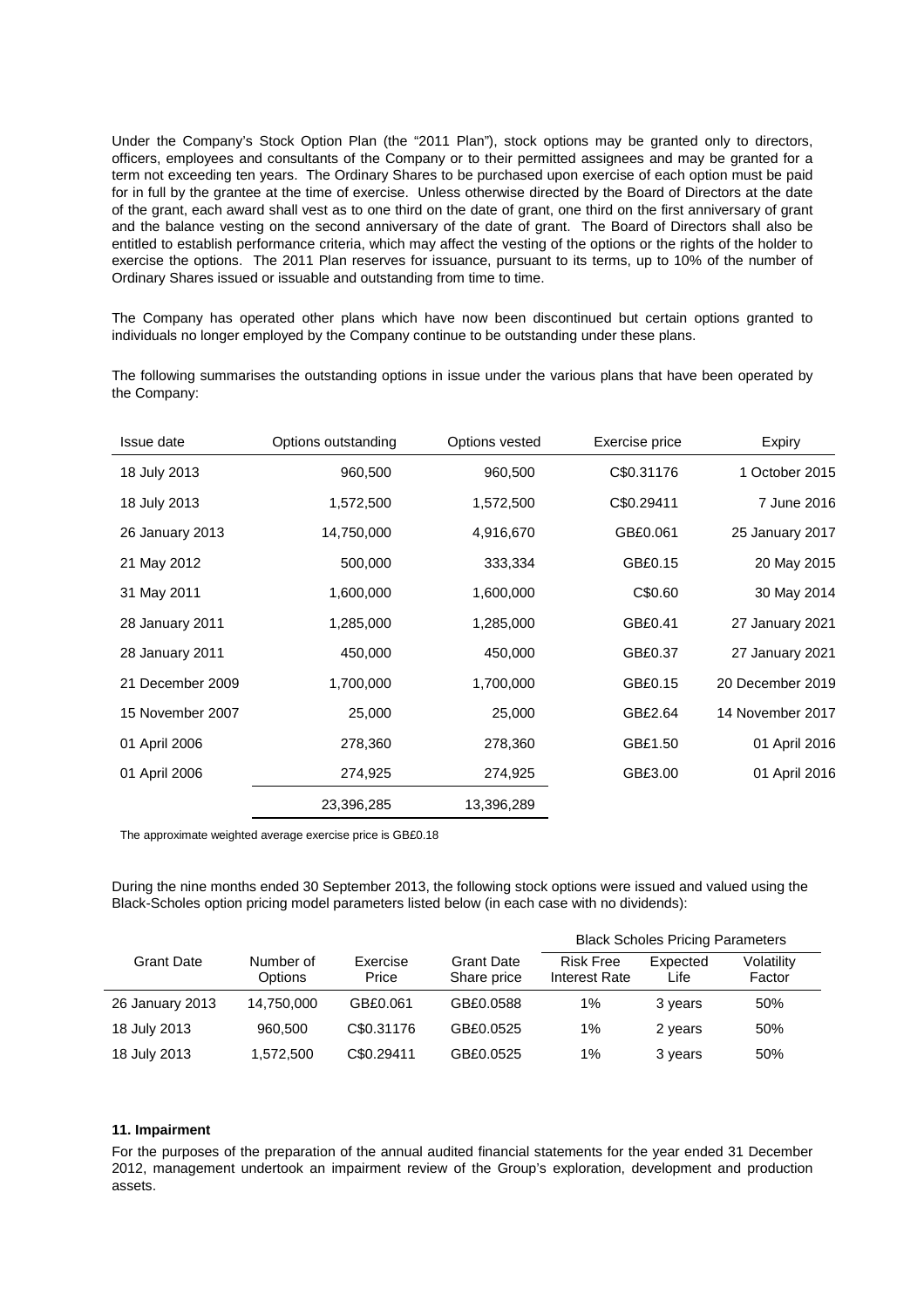Under the Company's Stock Option Plan (the "2011 Plan"), stock options may be granted only to directors, officers, employees and consultants of the Company or to their permitted assignees and may be granted for a term not exceeding ten years. The Ordinary Shares to be purchased upon exercise of each option must be paid for in full by the grantee at the time of exercise. Unless otherwise directed by the Board of Directors at the date of the grant, each award shall vest as to one third on the date of grant, one third on the first anniversary of grant and the balance vesting on the second anniversary of the date of grant. The Board of Directors shall also be entitled to establish performance criteria, which may affect the vesting of the options or the rights of the holder to exercise the options. The 2011 Plan reserves for issuance, pursuant to its terms, up to 10% of the number of Ordinary Shares issued or issuable and outstanding from time to time.

The Company has operated other plans which have now been discontinued but certain options granted to individuals no longer employed by the Company continue to be outstanding under these plans.

The following summarises the outstanding options in issue under the various plans that have been operated by the Company:

| Issue date | Options outstanding | Options vested | Exercise price | Expiry |
|---|---|---|---|---|
| 18 July 2013 | 960,500 | 960,500 | C$0.31176 | 1 October 2015 |
| 18 July 2013 | 1,572,500 | 1,572,500 | C$0.29411 | 7 June 2016 |
| 26 January 2013 | 14,750,000 | 4,916,670 | GB£0.061 | 25 January 2017 |
| 21 May 2012 | 500,000 | 333,334 | GB£0.15 | 20 May 2015 |
| 31 May 2011 | 1,600,000 | 1,600,000 | C$0.60 | 30 May 2014 |
| 28 January 2011 | 1,285,000 | 1,285,000 | GB£0.41 | 27 January 2021 |
| 28 January 2011 | 450,000 | 450,000 | GB£0.37 | 27 January 2021 |
| 21 December 2009 | 1,700,000 | 1,700,000 | GB£0.15 | 20 December 2019 |
| 15 November 2007 | 25,000 | 25,000 | GB£2.64 | 14 November 2017 |
| 01 April 2006 | 278,360 | 278,360 | GB£1.50 | 01 April 2016 |
| 01 April 2006 | 274,925 | 274,925 | GB£3.00 | 01 April 2016 |
| | 23,396,285 | 13,396,289 | | |

The approximate weighted average exercise price is GB£0.18

During the nine months ended 30 September 2013, the following stock options were issued and valued using the Black-Scholes option pricing model parameters listed below (in each case with no dividends):

| | | | | Black Scholes Pricing Parameters | | |
|---|---|---|---|---|---|---|
| Grant Date | Number of Options | Exercise Price | Grant Date Share price | Risk Free Interest Rate | Expected Life | Volatility Factor |
| 26 January 2013 | 14,750,000 | GB£0.061 | GB£0.0588 | 1% | 3 years | 50% |
| 18 July 2013 | 960,500 | C$0.31176 | GB£0.0525 | 1% | 2 years | 50% |
| 18 July 2013 | 1,572,500 | C$0.29411 | GB£0.0525 | 1% | 3 years | 50% |

**11. Impairment**

For the purposes of the preparation of the annual audited financial statements for the year ended 31 December 2012, management undertook an impairment review of the Group's exploration, development and production assets.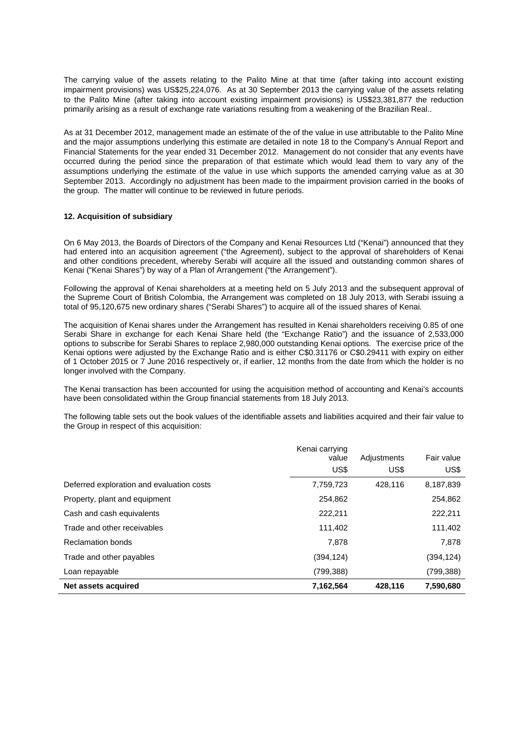The carrying value of the assets relating to the Palito Mine at that time (after taking into account existing impairment provisions) was US$25,224,076. As at 30 September 2013 the carrying value of the assets relating to the Palito Mine (after taking into account existing impairment provisions) is US$23,381,877 the reduction primarily arising as a result of exchange rate variations resulting from a weakening of the Brazilian Real..

As at 31 December 2012, management made an estimate of the of the value in use attributable to the Palito Mine and the major assumptions underlying this estimate are detailed in note 18 to the Company's Annual Report and Financial Statements for the year ended 31 December 2012. Management do not consider that any events have occurred during the period since the preparation of that estimate which would lead them to vary any of the assumptions underlying the estimate of the value in use which supports the amended carrying value as at 30 September 2013. Accordingly no adjustment has been made to the impairment provision carried in the books of the group. The matter will continue to be reviewed in future periods.

**12. Acquisition of subsidiary**

On 6 May 2013, the Boards of Directors of the Company and Kenai Resources Ltd ("Kenai") announced that they had entered into an acquisition agreement ("the Agreement"), subject to the approval of shareholders of Kenai and other conditions precedent, whereby Serabi will acquire all the issued and outstanding common shares of Kenai ("Kenai Shares") by way of a Plan of Arrangement ("the Arrangement").

Following the approval of Kenai shareholders at a meeting held on 5 July 2013 and the subsequent approval of the Supreme Court of British Colombia, the Arrangement was completed on 18 July 2013, with Serabi issuing a total of 95,120,675 new ordinary shares ("Serabi Shares") to acquire all of the issued shares of Kenai.

The acquisition of Kenai shares under the Arrangement has resulted in Kenai shareholders receiving 0.85 of one Serabi Share in exchange for each Kenai Share held (the "Exchange Ratio") and the issuance of 2,533,000 options to subscribe for Serabi Shares to replace 2,980,000 outstanding Kenai options. The exercise price of the Kenai options were adjusted by the Exchange Ratio and is either C$0.31176 or C$0.29411 with expiry on either of 1 October 2015 or 7 June 2016 respectively or, if earlier, 12 months from the date from which the holder is no longer involved with the Company.

The Kenai transaction has been accounted for using the acquisition method of accounting and Kenai's accounts have been consolidated within the Group financial statements from 18 July 2013.

The following table sets out the book values of the identifiable assets and liabilities acquired and their fair value to the Group in respect of this acquisition:

| | Kenai carrying value US$ | Adjustments US$ | Fair value US$ |
|---|---|---|---|
| Deferred exploration and evaluation costs | 7,759,723 | 428,116 | 8,187,839 |
| Property, plant and equipment | 254,862 | | 254,862 |
| Cash and cash equivalents | 222,211 | | 222,211 |
| Trade and other receivables | 111,402 | | 111,402 |
| Reclamation bonds | 7,878 | | 7,878 |
| Trade and other payables | (394,124) | | (394,124) |
| Loan repayable | (799,388) | | (799,388) |
| **Net assets acquired** | **7,162,564** | **428,116** | **7,590,680** |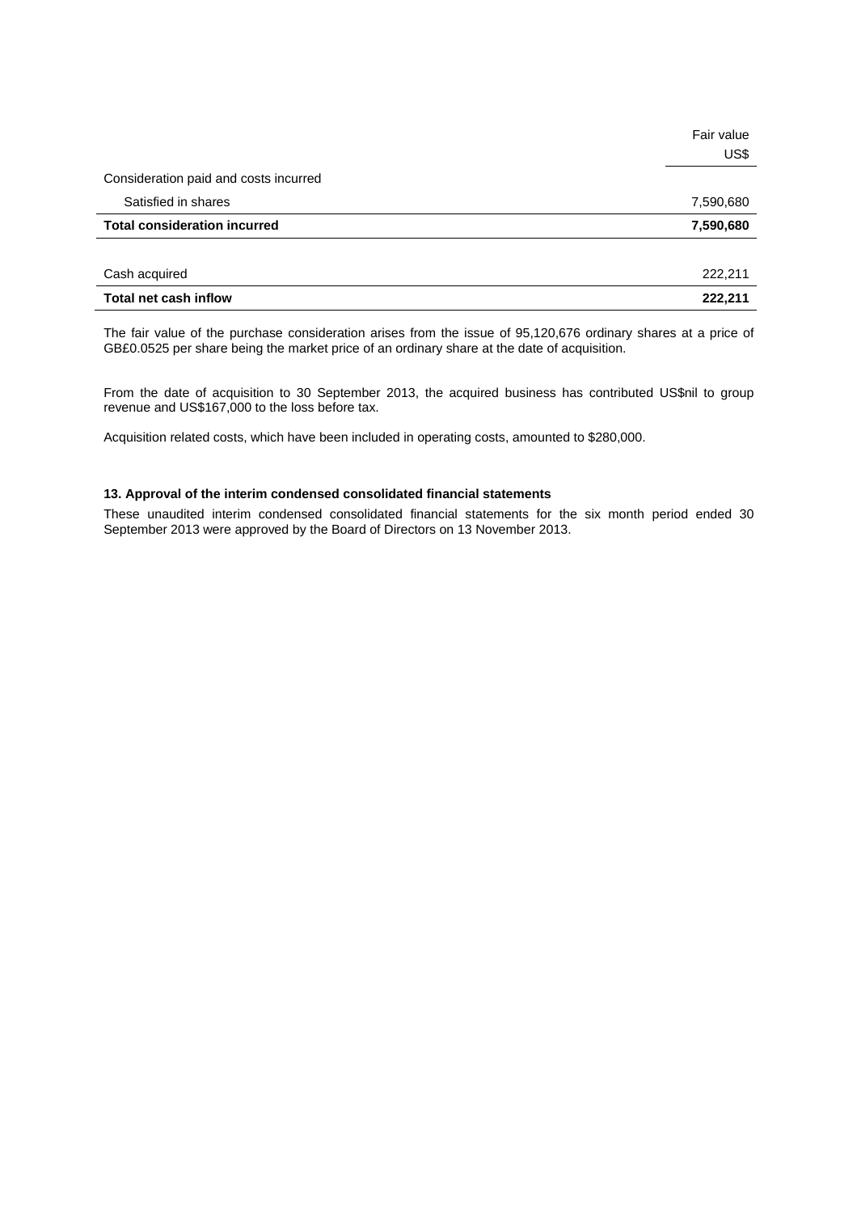| | Fair value US$ |
|---|---|
| Consideration paid and costs incurred | |
| Satisfied in shares | 7,590,680 |
| **Total consideration incurred** | **7,590,680** |
| | |
| Cash acquired | 222,211 |
| **Total net cash inflow** | **222,211** |

The fair value of the purchase consideration arises from the issue of 95,120,676 ordinary shares at a price of GB£0.0525 per share being the market price of an ordinary share at the date of acquisition.

From the date of acquisition to 30 September 2013, the acquired business has contributed US$nil to group revenue and US$167,000 to the loss before tax.

Acquisition related costs, which have been included in operating costs, amounted to $280,000.

### 13. Approval of the interim condensed consolidated financial statements

These unaudited interim condensed consolidated financial statements for the six month period ended 30 September 2013 were approved by the Board of Directors on 13 November 2013.